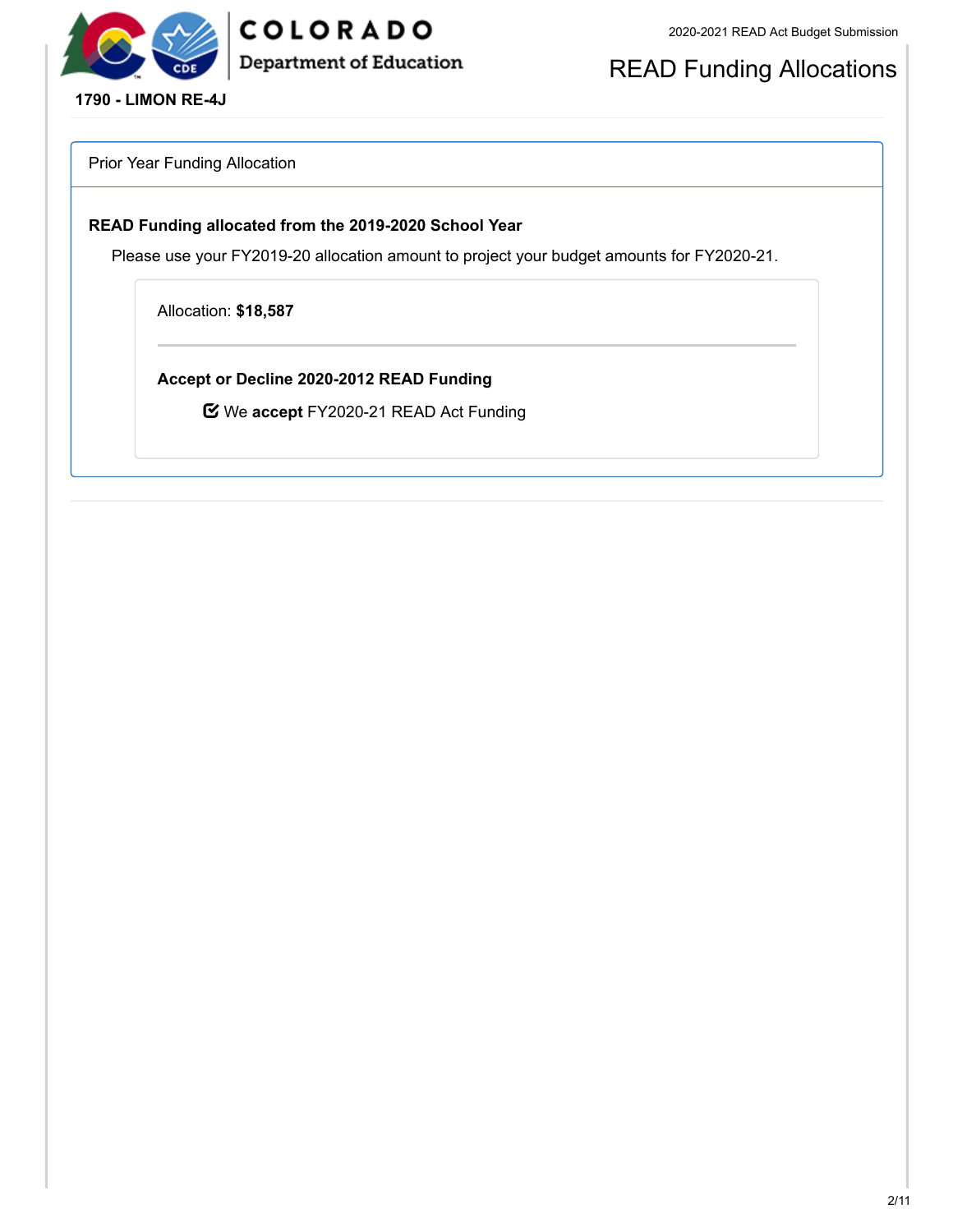**1790 - LIMON RE-4J**

# READ Funding Allocations

## Prior Year Funding Allocation

### READ Funding allocated from the 2019-2020 School Year

Please use your FY2019-20 allocation amount to project your budget amounts for FY2020-21.

Allocation: **$18,587**

**Accept or Decline 2020-2012 READ Funding**

☑ We **accept** FY2020-21 READ Act Funding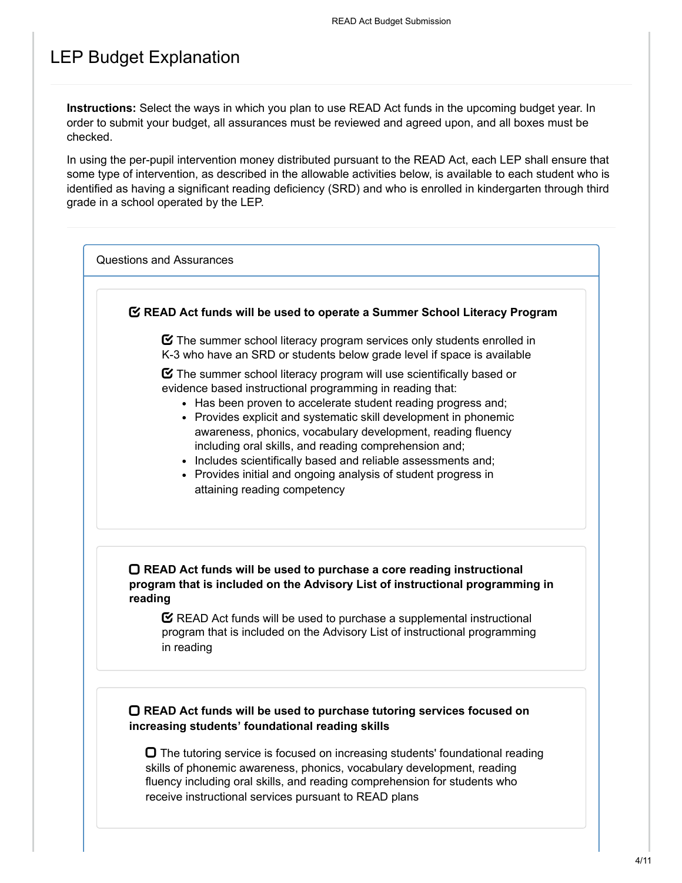# LEP Budget Explanation

**Instructions:** Select the ways in which you plan to use READ Act funds in the upcoming budget year. In order to submit your budget, all assurances must be reviewed and agreed upon, and all boxes must be checked.

In using the per-pupil intervention money distributed pursuant to the READ Act, each LEP shall ensure that some type of intervention, as described in the allowable activities below, is available to each student who is identified as having a significant reading deficiency (SRD) and who is enrolled in kindergarten through third grade in a school operated by the LEP.

## Questions and Assurances

☑ **READ Act funds will be used to operate a Summer School Literacy Program**

☑ The summer school literacy program services only students enrolled in K-3 who have an SRD or students below grade level if space is available

☑ The summer school literacy program will use scientifically based or evidence based instructional programming in reading that:

- Has been proven to accelerate student reading progress and;
- Provides explicit and systematic skill development in phonemic awareness, phonics, vocabulary development, reading fluency including oral skills, and reading comprehension and;
- Includes scientifically based and reliable assessments and;
- Provides initial and ongoing analysis of student progress in attaining reading competency

☐ **READ Act funds will be used to purchase a core reading instructional program that is included on the Advisory List of instructional programming in reading**

☑ READ Act funds will be used to purchase a supplemental instructional program that is included on the Advisory List of instructional programming in reading

☐ **READ Act funds will be used to purchase tutoring services focused on increasing students' foundational reading skills**

☐ The tutoring service is focused on increasing students' foundational reading skills of phonemic awareness, phonics, vocabulary development, reading fluency including oral skills, and reading comprehension for students who receive instructional services pursuant to READ plans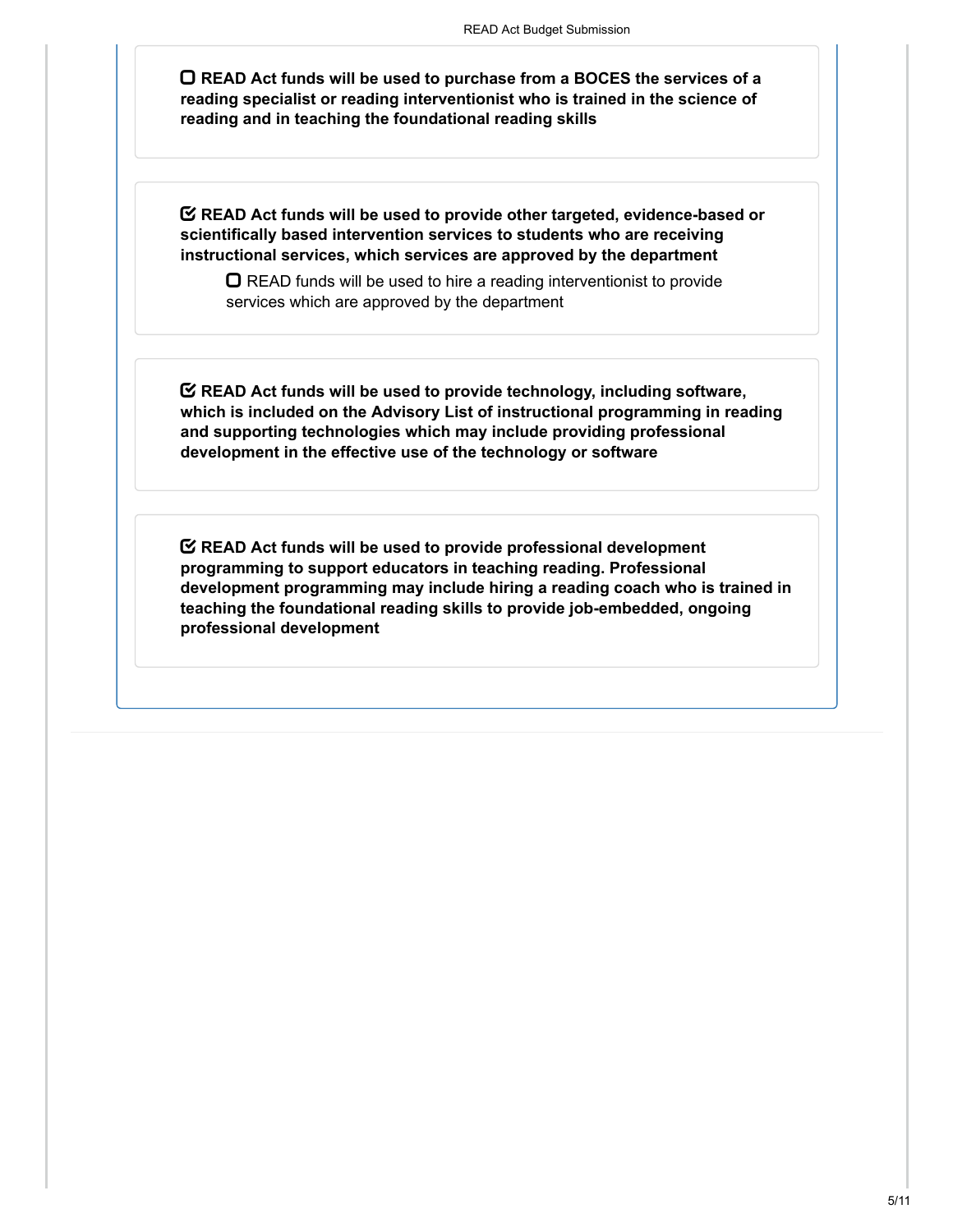- [ ] **READ Act funds will be used to purchase from a BOCES the services of a reading specialist or reading interventionist who is trained in the science of reading and in teaching the foundational reading skills**

- [x] **READ Act funds will be used to provide other targeted, evidence-based or scientifically based intervention services to students who are receiving instructional services, which services are approved by the department**
  - [ ] READ funds will be used to hire a reading interventionist to provide services which are approved by the department

- [x] **READ Act funds will be used to provide technology, including software, which is included on the Advisory List of instructional programming in reading and supporting technologies which may include providing professional development in the effective use of the technology or software**

- [x] **READ Act funds will be used to provide professional development programming to support educators in teaching reading. Professional development programming may include hiring a reading coach who is trained in teaching the foundational reading skills to provide job-embedded, ongoing professional development**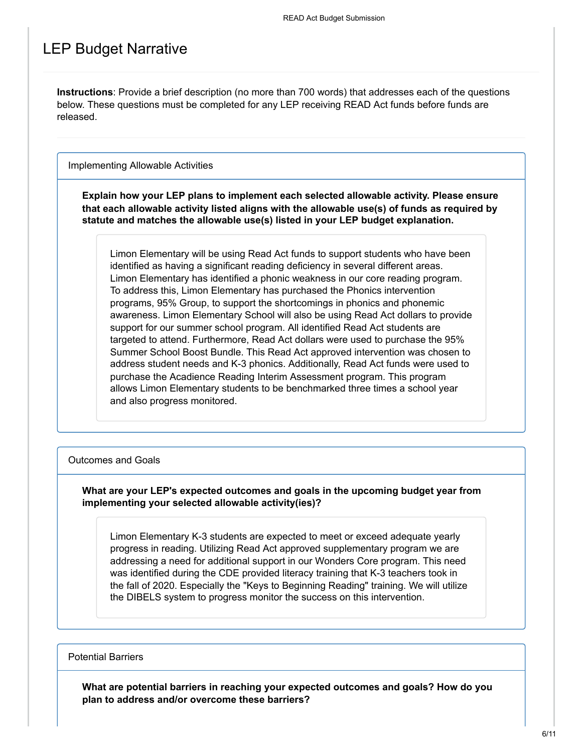# LEP Budget Narrative

**Instructions**: Provide a brief description (no more than 700 words) that addresses each of the questions below. These questions must be completed for any LEP receiving READ Act funds before funds are released.

## Implementing Allowable Activities

**Explain how your LEP plans to implement each selected allowable activity. Please ensure that each allowable activity listed aligns with the allowable use(s) of funds as required by statute and matches the allowable use(s) listed in your LEP budget explanation.**

Limon Elementary will be using Read Act funds to support students who have been identified as having a significant reading deficiency in several different areas. Limon Elementary has identified a phonic weakness in our core reading program. To address this, Limon Elementary has purchased the Phonics intervention programs, 95% Group, to support the shortcomings in phonics and phonemic awareness. Limon Elementary School will also be using Read Act dollars to provide support for our summer school program. All identified Read Act students are targeted to attend. Furthermore, Read Act dollars were used to purchase the 95% Summer School Boost Bundle. This Read Act approved intervention was chosen to address student needs and K-3 phonics. Additionally, Read Act funds were used to purchase the Acadience Reading Interim Assessment program. This program allows Limon Elementary students to be benchmarked three times a school year and also progress monitored.

## Outcomes and Goals

**What are your LEP's expected outcomes and goals in the upcoming budget year from implementing your selected allowable activity(ies)?**

Limon Elementary K-3 students are expected to meet or exceed adequate yearly progress in reading. Utilizing Read Act approved supplementary program we are addressing a need for additional support in our Wonders Core program. This need was identified during the CDE provided literacy training that K-3 teachers took in the fall of 2020. Especially the "Keys to Beginning Reading" training. We will utilize the DIBELS system to progress monitor the success on this intervention.

## Potential Barriers

**What are potential barriers in reaching your expected outcomes and goals? How do you plan to address and/or overcome these barriers?**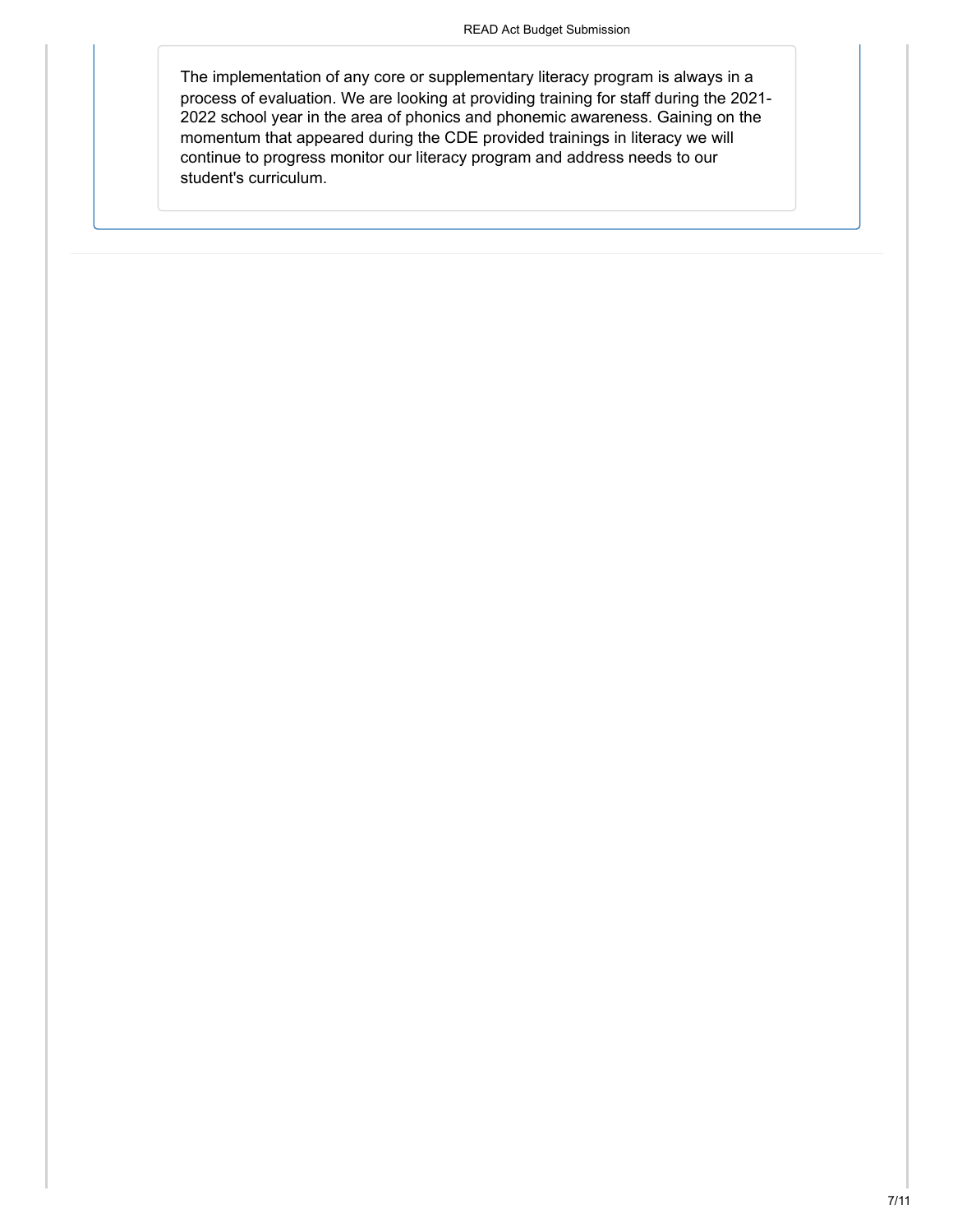The implementation of any core or supplementary literacy program is always in a process of evaluation. We are looking at providing training for staff during the 2021-2022 school year in the area of phonics and phonemic awareness. Gaining on the momentum that appeared during the CDE provided trainings in literacy we will continue to progress monitor our literacy program and address needs to our student's curriculum.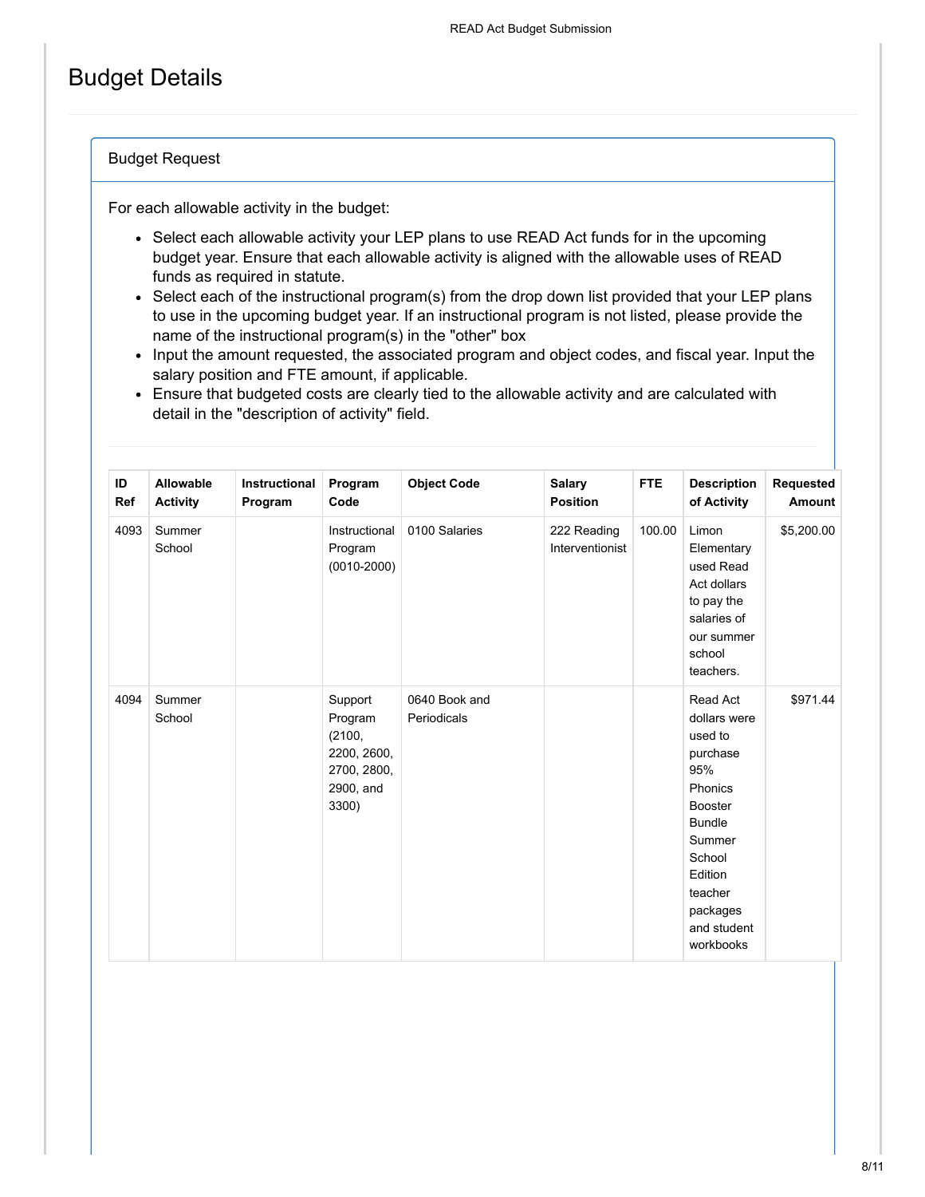# Budget Details

## Budget Request

For each allowable activity in the budget:

- Select each allowable activity your LEP plans to use READ Act funds for in the upcoming budget year. Ensure that each allowable activity is aligned with the allowable uses of READ funds as required in statute.
- Select each of the instructional program(s) from the drop down list provided that your LEP plans to use in the upcoming budget year. If an instructional program is not listed, please provide the name of the instructional program(s) in the "other" box
- Input the amount requested, the associated program and object codes, and fiscal year. Input the salary position and FTE amount, if applicable.
- Ensure that budgeted costs are clearly tied to the allowable activity and are calculated with detail in the "description of activity" field.

| ID Ref | Allowable Activity | Instructional Program | Program Code | Object Code | Salary Position | FTE | Description of Activity | Requested Amount |
|---|---|---|---|---|---|---|---|---|
| 4093 | Summer School | | Instructional Program (0010-2000) | 0100 Salaries | 222 Reading Interventionist | 100.00 | Limon Elementary used Read Act dollars to pay the salaries of our summer school teachers. | $5,200.00 |
| 4094 | Summer School | | Support Program (2100, 2200, 2600, 2700, 2800, 2900, and 3300) | 0640 Book and Periodicals | | | Read Act dollars were used to purchase 95% Phonics Booster Bundle Summer School Edition teacher packages and student workbooks | $971.44 |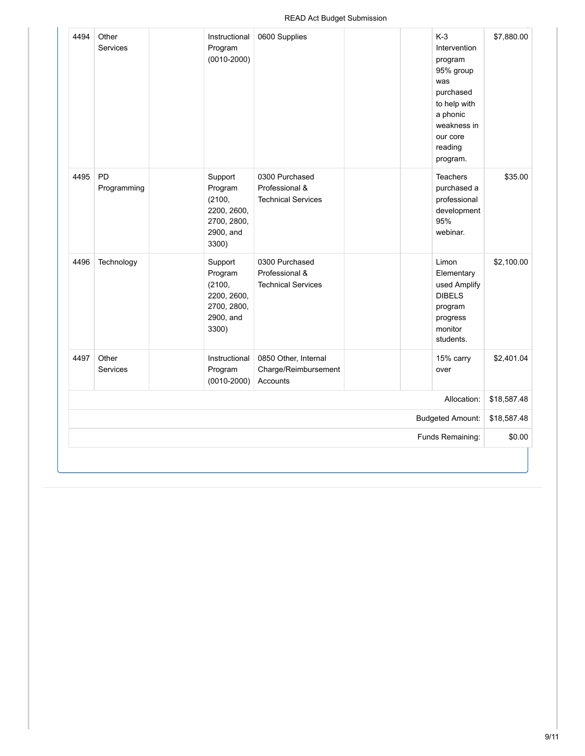| | | | | | | | | |
|---|---|---|---|---|---|---|---|---|
| 4494 | Other Services | | Instructional Program (0010-2000) | 0600 Supplies | | | K-3 Intervention program 95% group was purchased to help with a phonic weakness in our core reading program. | $7,880.00 |
| 4495 | PD Programming | | Support Program (2100, 2200, 2600, 2700, 2800, 2900, and 3300) | 0300 Purchased Professional & Technical Services | | | Teachers purchased a professional development 95% webinar. | $35.00 |
| 4496 | Technology | | Support Program (2100, 2200, 2600, 2700, 2800, 2900, and 3300) | 0300 Purchased Professional & Technical Services | | | Limon Elementary used Amplify DIBELS program progress monitor students. | $2,100.00 |
| 4497 | Other Services | | Instructional Program (0010-2000) | 0850 Other, Internal Charge/Reimbursement Accounts | | | 15% carry over | $2,401.04 |
| | | | | | | | Allocation: | $18,587.48 |
| | | | | | | | Budgeted Amount: | $18,587.48 |
| | | | | | | | Funds Remaining: | $0.00 |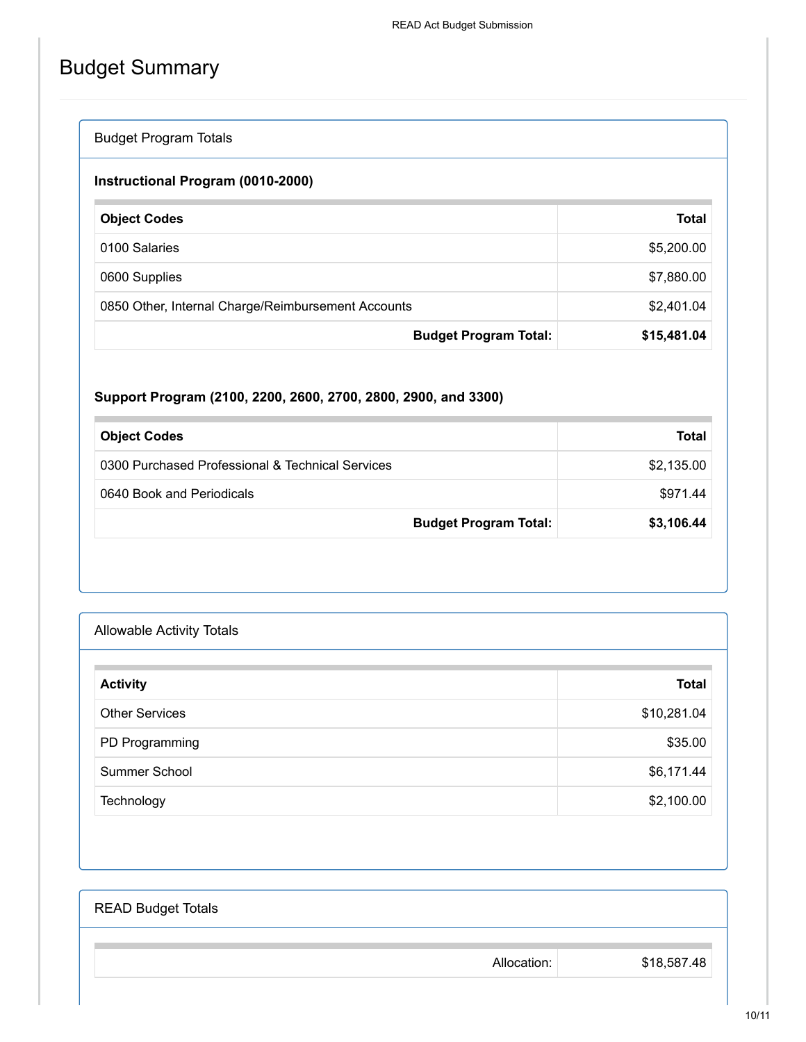# Budget Summary

## Budget Program Totals

### Instructional Program (0010-2000)

| Object Codes | Total |
|---|---:|
| 0100 Salaries | $5,200.00 |
| 0600 Supplies | $7,880.00 |
| 0850 Other, Internal Charge/Reimbursement Accounts | $2,401.04 |
| **Budget Program Total:** | **$15,481.04** |

### Support Program (2100, 2200, 2600, 2700, 2800, 2900, and 3300)

| Object Codes | Total |
|---|---:|
| 0300 Purchased Professional & Technical Services | $2,135.00 |
| 0640 Book and Periodicals | $971.44 |
| **Budget Program Total:** | **$3,106.44** |

## Allowable Activity Totals

| Activity | Total |
|---|---:|
| Other Services | $10,281.04 |
| PD Programming | $35.00 |
| Summer School | $6,171.44 |
| Technology | $2,100.00 |

## READ Budget Totals

| | |
|---:|---:|
| Allocation: | $18,587.48 |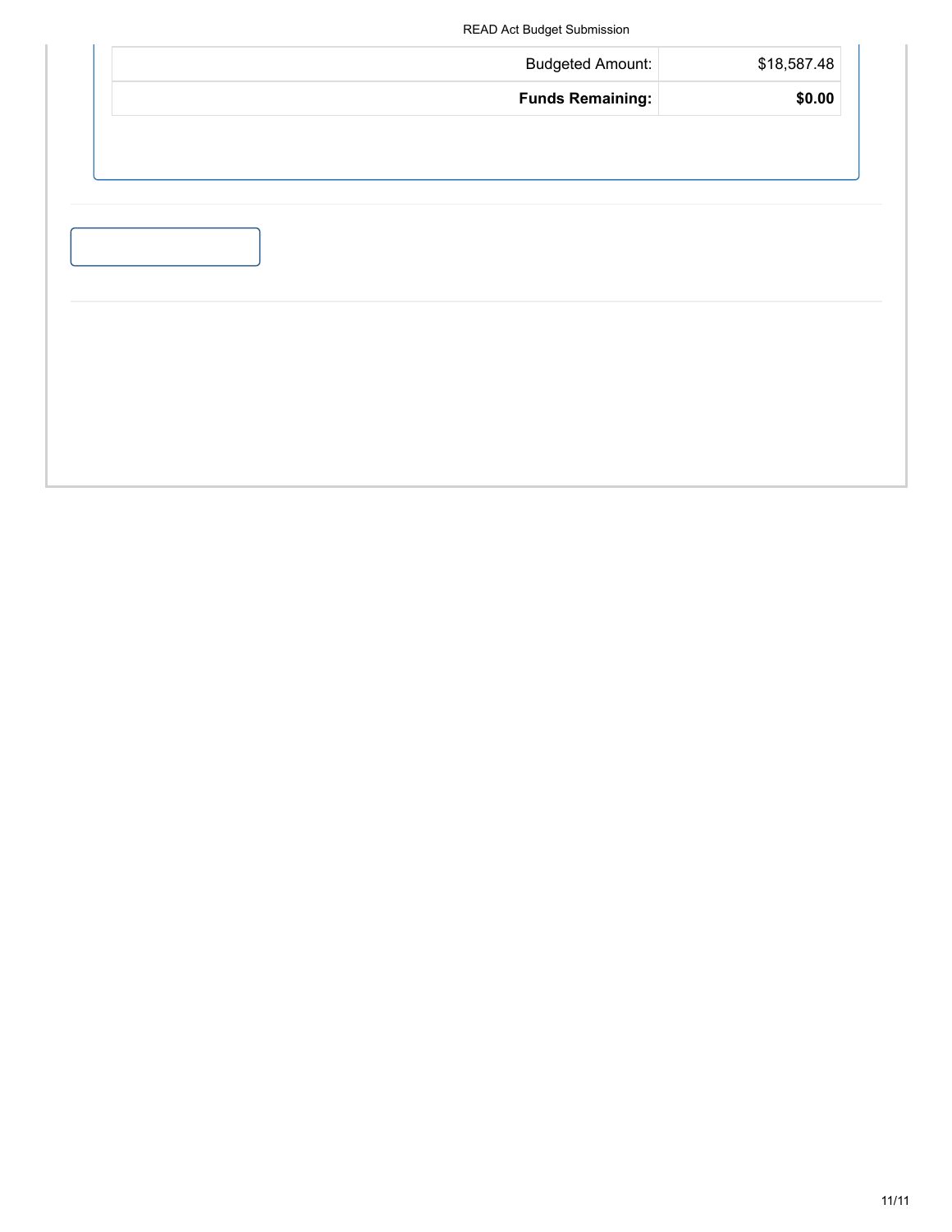| | |
|---|---|
| Budgeted Amount: | $18,587.48 |
| **Funds Remaining:** | **$0.00** |